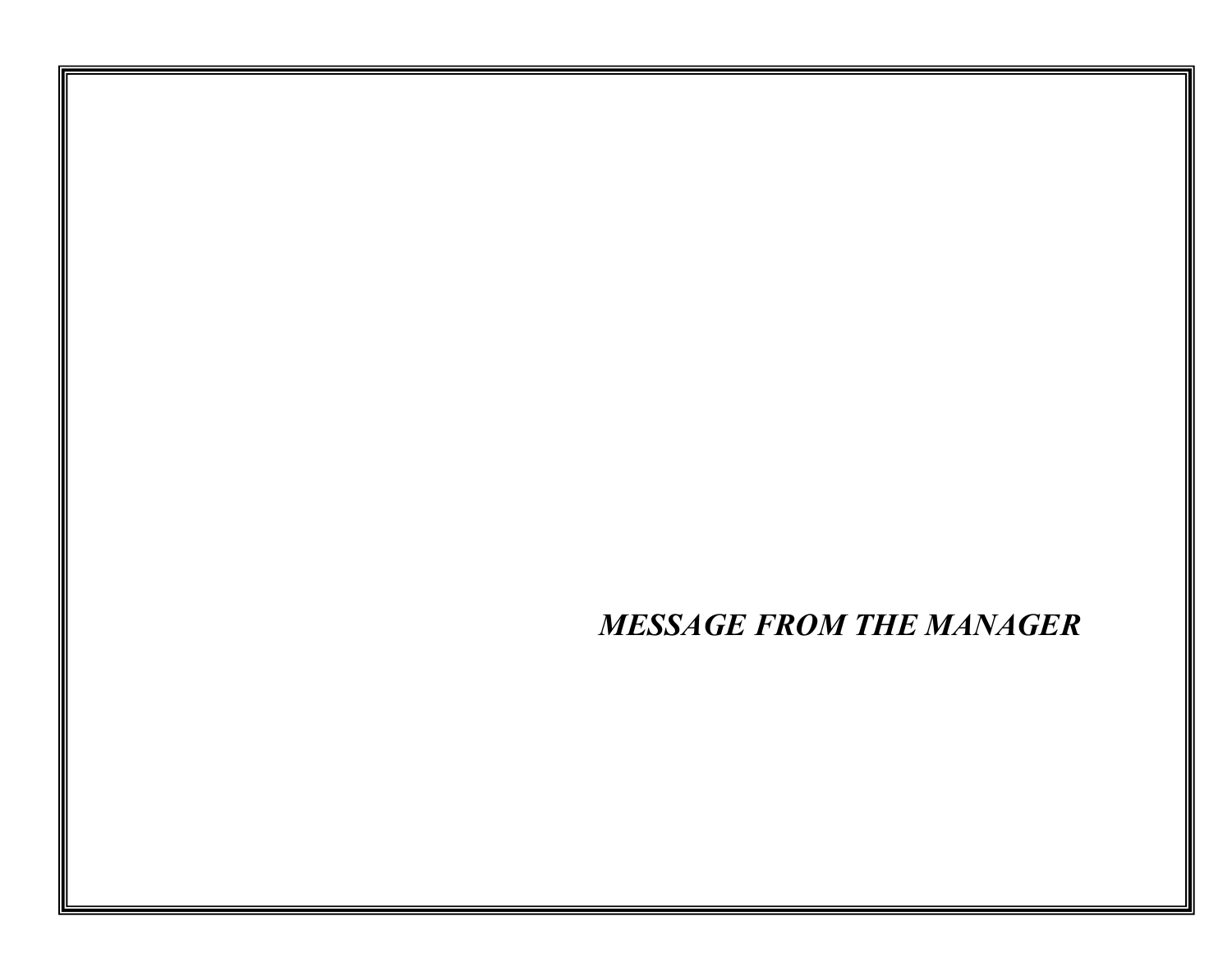# ***MESSAGE FROM THE MANAGER***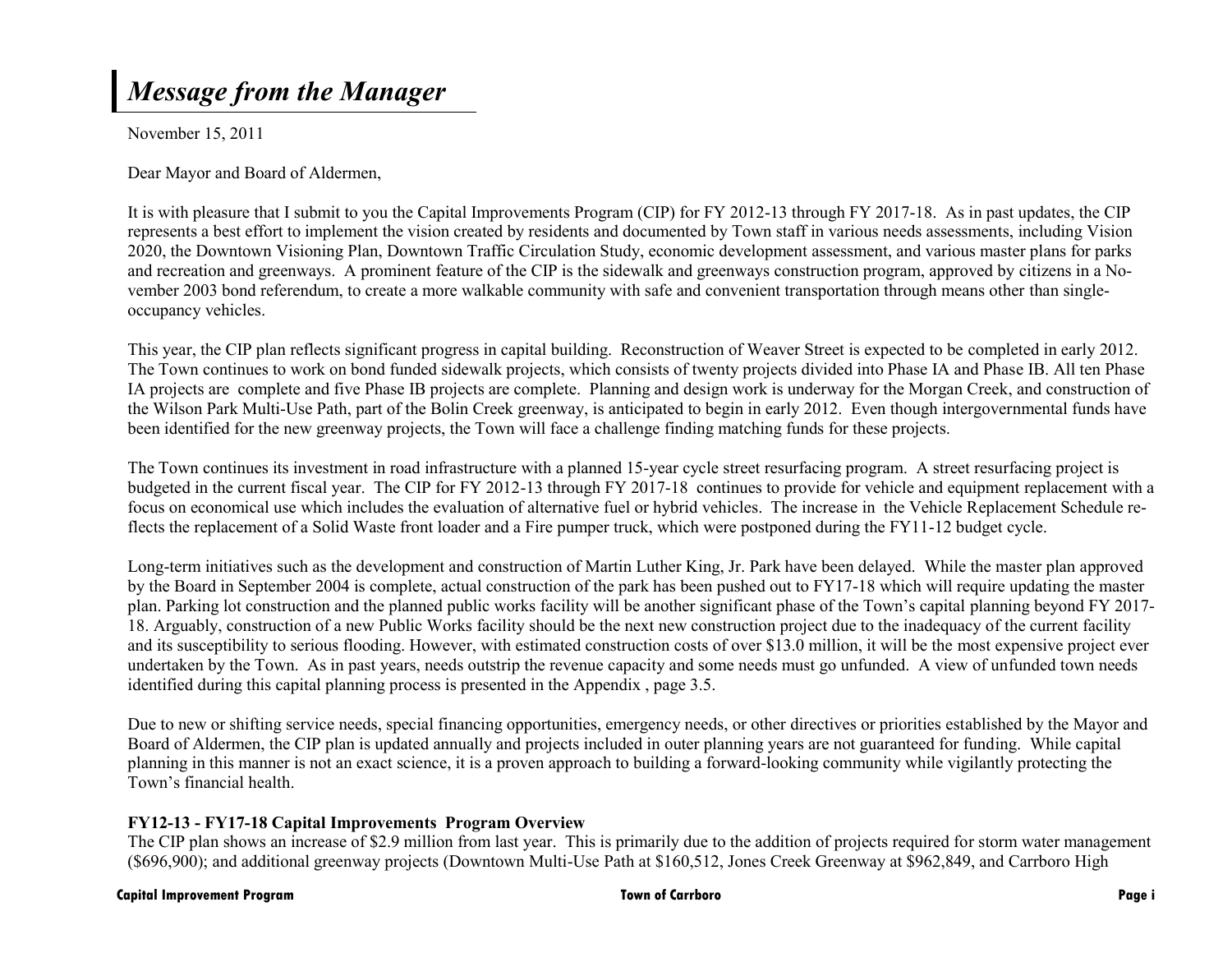# *Message from the Manager*

November 15, 2011

Dear Mayor and Board of Aldermen,

It is with pleasure that I submit to you the Capital Improvements Program (CIP) for FY 2012-13 through FY 2017-18. As in past updates, the CIP represents a best effort to implement the vision created by residents and documented by Town staff in various needs assessments, including Vision 2020, the Downtown Visioning Plan, Downtown Traffic Circulation Study, economic development assessment, and various master plans for parks and recreation and greenways. A prominent feature of the CIP is the sidewalk and greenways construction program, approved by citizens in a November 2003 bond referendum, to create a more walkable community with safe and convenient transportation through means other than single-occupancy vehicles.

This year, the CIP plan reflects significant progress in capital building. Reconstruction of Weaver Street is expected to be completed in early 2012. The Town continues to work on bond funded sidewalk projects, which consists of twenty projects divided into Phase IA and Phase IB. All ten Phase IA projects are complete and five Phase IB projects are complete. Planning and design work is underway for the Morgan Creek, and construction of the Wilson Park Multi-Use Path, part of the Bolin Creek greenway, is anticipated to begin in early 2012. Even though intergovernmental funds have been identified for the new greenway projects, the Town will face a challenge finding matching funds for these projects.

The Town continues its investment in road infrastructure with a planned 15-year cycle street resurfacing program. A street resurfacing project is budgeted in the current fiscal year. The CIP for FY 2012-13 through FY 2017-18 continues to provide for vehicle and equipment replacement with a focus on economical use which includes the evaluation of alternative fuel or hybrid vehicles. The increase in the Vehicle Replacement Schedule reflects the replacement of a Solid Waste front loader and a Fire pumper truck, which were postponed during the FY11-12 budget cycle.

Long-term initiatives such as the development and construction of Martin Luther King, Jr. Park have been delayed. While the master plan approved by the Board in September 2004 is complete, actual construction of the park has been pushed out to FY17-18 which will require updating the master plan. Parking lot construction and the planned public works facility will be another significant phase of the Town's capital planning beyond FY 2017-18. Arguably, construction of a new Public Works facility should be the next new construction project due to the inadequacy of the current facility and its susceptibility to serious flooding. However, with estimated construction costs of over $13.0 million, it will be the most expensive project ever undertaken by the Town. As in past years, needs outstrip the revenue capacity and some needs must go unfunded. A view of unfunded town needs identified during this capital planning process is presented in the Appendix , page 3.5.

Due to new or shifting service needs, special financing opportunities, emergency needs, or other directives or priorities established by the Mayor and Board of Aldermen, the CIP plan is updated annually and projects included in outer planning years are not guaranteed for funding. While capital planning in this manner is not an exact science, it is a proven approach to building a forward-looking community while vigilantly protecting the Town's financial health.

**FY12-13 - FY17-18 Capital Improvements Program Overview**

The CIP plan shows an increase of $2.9 million from last year. This is primarily due to the addition of projects required for storm water management ($696,900); and additional greenway projects (Downtown Multi-Use Path at $160,512, Jones Creek Greenway at $962,849, and Carrboro High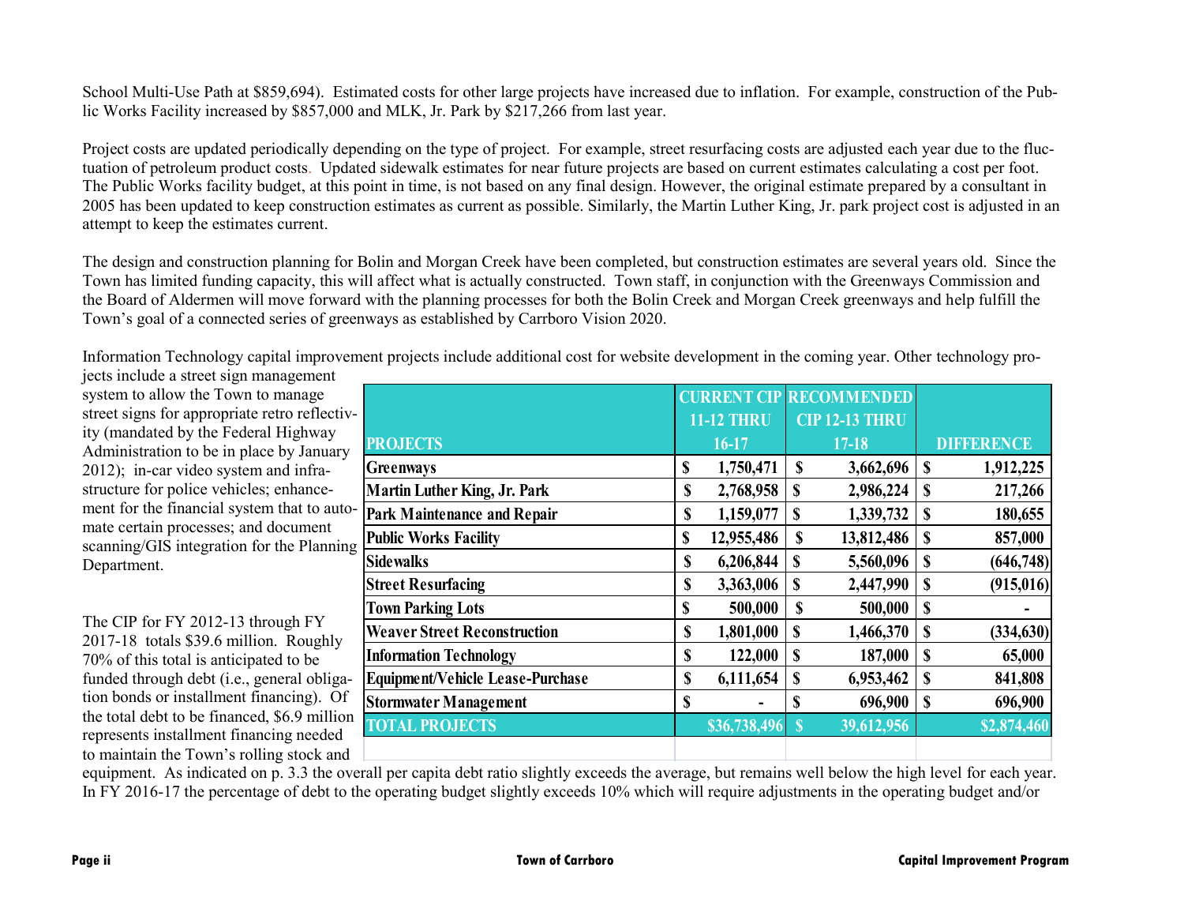School Multi-Use Path at $859,694). Estimated costs for other large projects have increased due to inflation. For example, construction of the Public Works Facility increased by $857,000 and MLK, Jr. Park by $217,266 from last year.

Project costs are updated periodically depending on the type of project. For example, street resurfacing costs are adjusted each year due to the fluctuation of petroleum product costs. Updated sidewalk estimates for near future projects are based on current estimates calculating a cost per foot. The Public Works facility budget, at this point in time, is not based on any final design. However, the original estimate prepared by a consultant in 2005 has been updated to keep construction estimates as current as possible. Similarly, the Martin Luther King, Jr. park project cost is adjusted in an attempt to keep the estimates current.

The design and construction planning for Bolin and Morgan Creek have been completed, but construction estimates are several years old. Since the Town has limited funding capacity, this will affect what is actually constructed. Town staff, in conjunction with the Greenways Commission and the Board of Aldermen will move forward with the planning processes for both the Bolin Creek and Morgan Creek greenways and help fulfill the Town's goal of a connected series of greenways as established by Carrboro Vision 2020.

Information Technology capital improvement projects include additional cost for website development in the coming year. Other technology projects include a street sign management system to allow the Town to manage street signs for appropriate retro reflectivity (mandated by the Federal Highway Administration to be in place by January 2012); in-car video system and infrastructure for police vehicles; enhancement for the financial system that to automate certain processes; and document scanning/GIS integration for the Planning Department.

| PROJECTS | CURRENT CIP 11-12 THRU 16-17 | RECOMMENDED CIP 12-13 THRU 17-18 | DIFFERENCE |
|---|---|---|---|
| Greenways | $ 1,750,471 | $ 3,662,696 | $ 1,912,225 |
| Martin Luther King, Jr. Park | $ 2,768,958 | $ 2,986,224 | $ 217,266 |
| Park Maintenance and Repair | $ 1,159,077 | $ 1,339,732 | $ 180,655 |
| Public Works Facility | $ 12,955,486 | $ 13,812,486 | $ 857,000 |
| Sidewalks | $ 6,206,844 | $ 5,560,096 | $ (646,748) |
| Street Resurfacing | $ 3,363,006 | $ 2,447,990 | $ (915,016) |
| Town Parking Lots | $ 500,000 | $ 500,000 | $ - |
| Weaver Street Reconstruction | $ 1,801,000 | $ 1,466,370 | $ (334,630) |
| Information Technology | $ 122,000 | $ 187,000 | $ 65,000 |
| Equipment/Vehicle Lease-Purchase | $ 6,111,654 | $ 6,953,462 | $ 841,808 |
| Stormwater Management | $ - | $ 696,900 | $ 696,900 |
| TOTAL PROJECTS | $36,738,496 | $ 39,612,956 | $2,874,460 |

The CIP for FY 2012-13 through FY 2017-18 totals $39.6 million. Roughly 70% of this total is anticipated to be funded through debt (i.e., general obligation bonds or installment financing). Of the total debt to be financed, $6.9 million represents installment financing needed to maintain the Town's rolling stock and equipment. As indicated on p. 3.3 the overall per capita debt ratio slightly exceeds the average, but remains well below the high level for each year. In FY 2016-17 the percentage of debt to the operating budget slightly exceeds 10% which will require adjustments in the operating budget and/or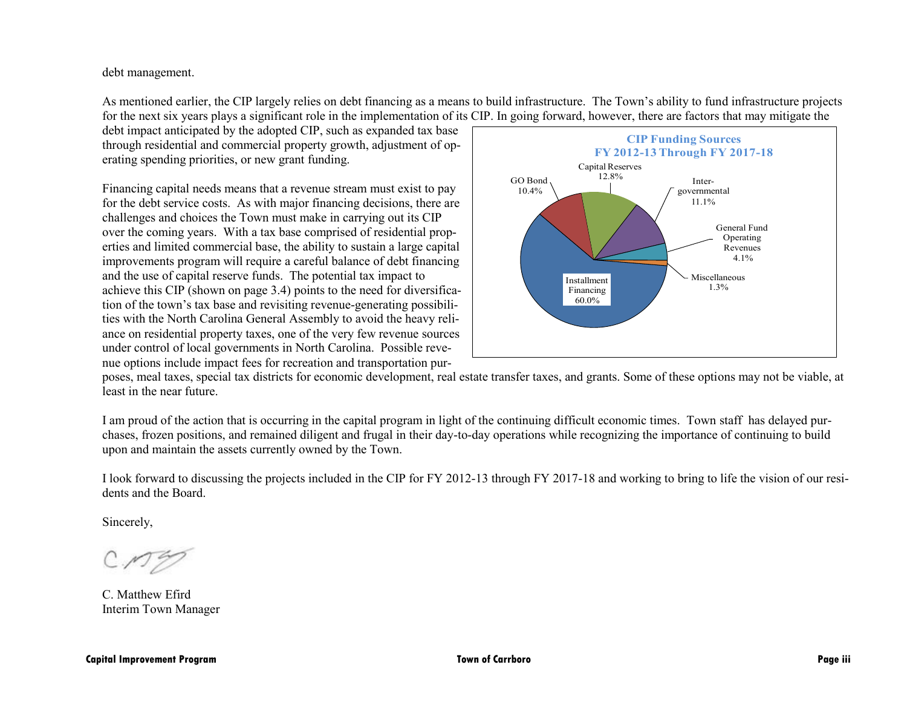debt management.

As mentioned earlier, the CIP largely relies on debt financing as a means to build infrastructure. The Town's ability to fund infrastructure projects for the next six years plays a significant role in the implementation of its CIP. In going forward, however, there are factors that may mitigate the debt impact anticipated by the adopted CIP, such as expanded tax base through residential and commercial property growth, adjustment of operating spending priorities, or new grant funding.

CIP Funding Sources
FY 2012-13 Through FY 2017-18

Capital Reserves 12.8%
GO Bond 10.4%
Inter-governmental 11.1%
General Fund Operating Revenues 4.1%
Miscellaneous 1.3%
Installment Financing 60.0%

Financing capital needs means that a revenue stream must exist to pay for the debt service costs. As with major financing decisions, there are challenges and choices the Town must make in carrying out its CIP over the coming years. With a tax base comprised of residential properties and limited commercial base, the ability to sustain a large capital improvements program will require a careful balance of debt financing and the use of capital reserve funds. The potential tax impact to achieve this CIP (shown on page 3.4) points to the need for diversification of the town's tax base and revisiting revenue-generating possibilities with the North Carolina General Assembly to avoid the heavy reliance on residential property taxes, one of the very few revenue sources under control of local governments in North Carolina. Possible revenue options include impact fees for recreation and transportation purposes, meal taxes, special tax districts for economic development, real estate transfer taxes, and grants. Some of these options may not be viable, at least in the near future.

I am proud of the action that is occurring in the capital program in light of the continuing difficult economic times. Town staff has delayed purchases, frozen positions, and remained diligent and frugal in their day-to-day operations while recognizing the importance of continuing to build upon and maintain the assets currently owned by the Town.

I look forward to discussing the projects included in the CIP for FY 2012-13 through FY 2017-18 and working to bring to life the vision of our residents and the Board.

Sincerely,

C. Matthew Efird
Interim Town Manager